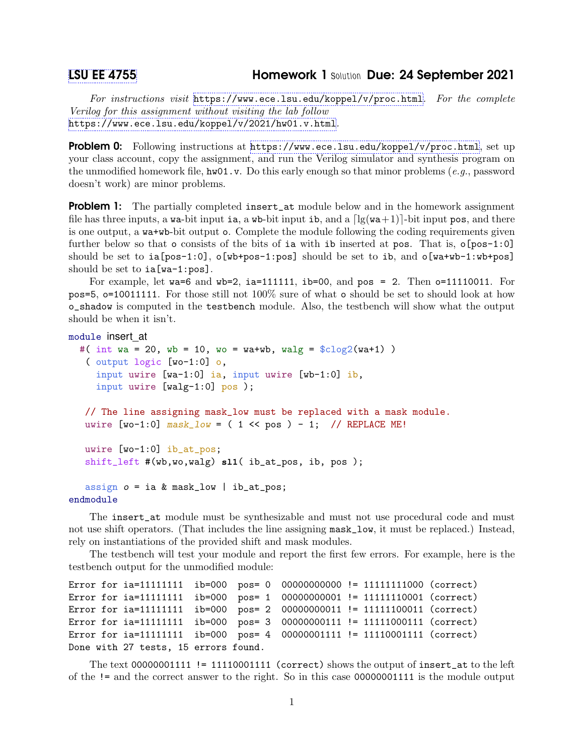# LSU EE 4755 Homework 1 Solution Due: 24 September 2021

*For instructions visit* https://www.ece.lsu.edu/koppel/v/proc.html. *For the complete Verilog for this assignment without visiting the lab follow* https://www.ece.lsu.edu/koppel/v/2021/hw01.v.html.

**Problem 0:** Following instructions at https://www.ece.lsu.edu/koppel/v/proc.html, set up your class account, copy the assignment, and run the Verilog simulator and synthesis program on the unmodified homework file, `hw01.v`. Do this early enough so that minor problems (*e.g.*, password doesn't work) are minor problems.

**Problem 1:** The partially completed `insert_at` module below and in the homework assignment file has three inputs, a `wa`-bit input `ia`, a `wb`-bit input `ib`, and a $\lceil \lg(\texttt{wa}+1) \rceil$-bit input `pos`, and there is one output, a `wa+wb`-bit output `o`. Complete the module following the coding requirements given further below so that `o` consists of the bits of `ia` with `ib` inserted at `pos`. That is, `o[pos-1:0]` should be set to `ia[pos-1:0]`, `o[wb+pos-1:pos]` should be set to `ib`, and `o[wa+wb-1:wb+pos]` should be set to `ia[wa-1:pos]`.

For example, let `wa=6` and `wb=2`, `ia=111111`, `ib=00`, and `pos = 2`. Then `o=11110011`. For `pos=5`, `o=10011111`. For those still not 100% sure of what `o` should be set to should look at how `o_shadow` is computed in the `testbench` module. Also, the testbench will show what the output should be when it isn't.

```
module insert_at
  #( int wa = 20, wb = 10, wo = wa+wb, walg = $clog2(wa+1) )
   ( output logic [wo-1:0] o,
     input uwire [wa-1:0] ia, input uwire [wb-1:0] ib,
     input uwire [walg-1:0] pos );

   // The line assigning mask_low must be replaced with a mask module.
   uwire [wo-1:0] mask_low = ( 1 << pos ) - 1;  // REPLACE ME!

   uwire [wo-1:0] ib_at_pos;
   shift_left #(wb,wo,walg) sl1( ib_at_pos, ib, pos );

   assign o = ia & mask_low | ib_at_pos;
endmodule
```

The `insert_at` module must be synthesizable and must not use procedural code and must not use shift operators. (That includes the line assigning `mask_low`, it must be replaced.) Instead, rely on instantiations of the provided shift and mask modules.

The testbench will test your module and report the first few errors. For example, here is the testbench output for the unmodified module:

```
Error for ia=11111111  ib=000  pos= 0  00000000000 != 11111111000 (correct)
Error for ia=11111111  ib=000  pos= 1  00000000001 != 11111110001 (correct)
Error for ia=11111111  ib=000  pos= 2  00000000011 != 11111100011 (correct)
Error for ia=11111111  ib=000  pos= 3  00000000111 != 11111000111 (correct)
Error for ia=11111111  ib=000  pos= 4  00000001111 != 11110001111 (correct)
Done with 27 tests, 15 errors found.
```

The text `00000001111 != 11110001111 (correct)` shows the output of `insert_at` to the left of the `!=` and the correct answer to the right. So in this case `00000001111` is the module output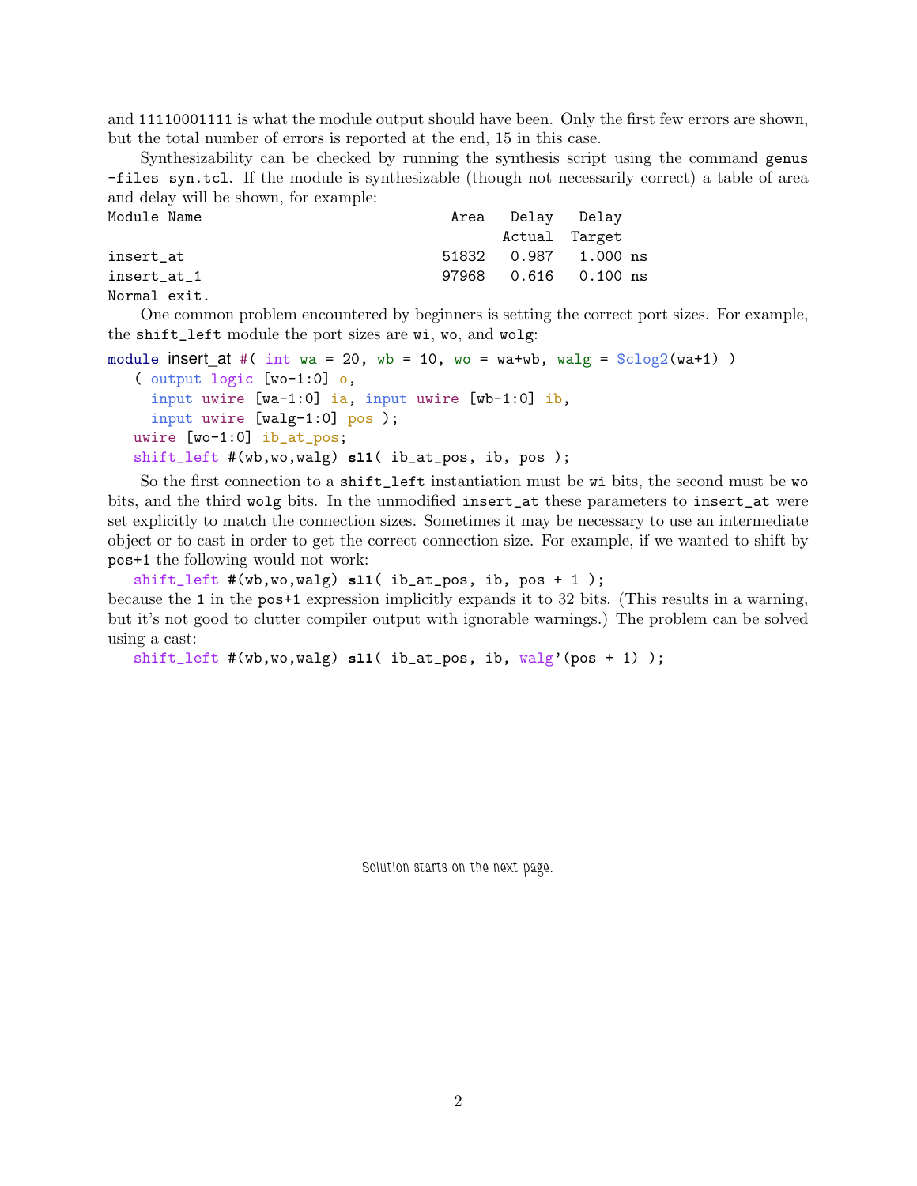and `11110001111` is what the module output should have been. Only the first few errors are shown, but the total number of errors is reported at the end, 15 in this case.

Synthesizability can be checked by running the synthesis script using the command `genus -files syn.tcl`. If the module is synthesizable (though not necessarily correct) a table of area and delay will be shown, for example:

```
Module Name                          Area   Delay   Delay
                                            Actual  Target
insert_at                           51832   0.987   1.000 ns
insert_at_1                         97968   0.616   0.100 ns
Normal exit.
```

One common problem encountered by beginners is setting the correct port sizes. For example, the `shift_left` module the port sizes are `wi`, `wo`, and `wolg`:

```
module insert_at #( int wa = 20, wb = 10, wo = wa+wb, walg = $clog2(wa+1) )
   ( output logic [wo-1:0] o,
     input uwire [wa-1:0] ia, input uwire [wb-1:0] ib,
     input uwire [walg-1:0] pos );
   uwire [wo-1:0] ib_at_pos;
   shift_left #(wb,wo,walg) sl1( ib_at_pos, ib, pos );
```

So the first connection to a `shift_left` instantiation must be `wi` bits, the second must be `wo` bits, and the third `wolg` bits. In the unmodified `insert_at` these parameters to `insert_at` were set explicitly to match the connection sizes. Sometimes it may be necessary to use an intermediate object or to cast in order to get the correct connection size. For example, if we wanted to shift by `pos+1` the following would not work:

```
   shift_left #(wb,wo,walg) sl1( ib_at_pos, ib, pos + 1 );
```

because the `1` in the `pos+1` expression implicitly expands it to 32 bits. (This results in a warning, but it's not good to clutter compiler output with ignorable warnings.) The problem can be solved using a cast:

```
   shift_left #(wb,wo,walg) sl1( ib_at_pos, ib, walg'(pos + 1) );
```

Solution starts on the next page.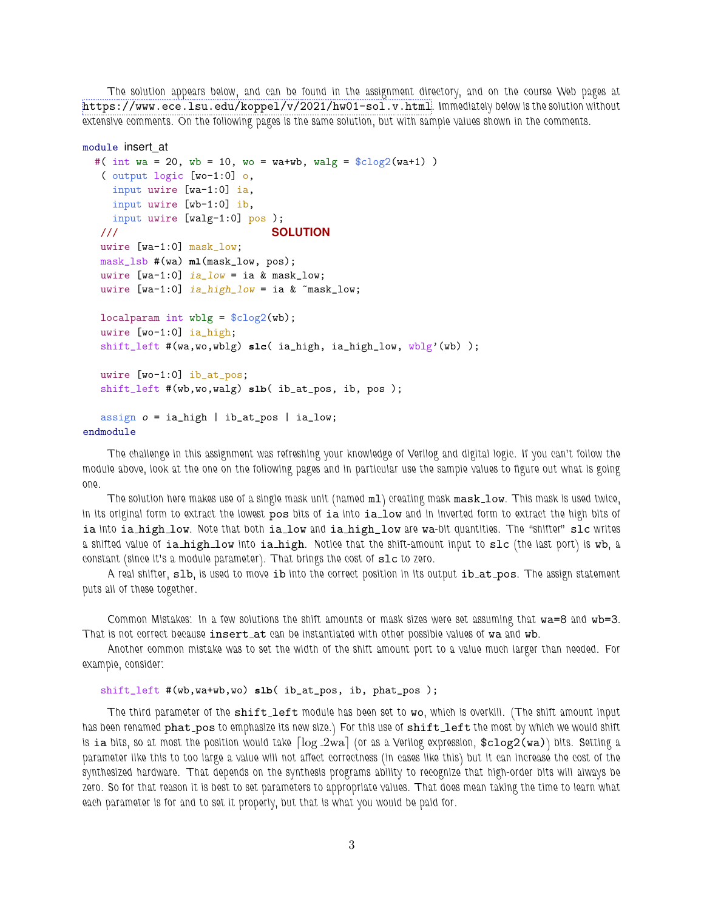The solution appears below, and can be found in the assignment directory, and on the course Web pages at https://www.ece.lsu.edu/koppel/v/2021/hw01-sol.v.html. Immediately below is the solution without extensive comments. On the following pages is the same solution, but with sample values shown in the comments.

```
module insert_at
  #( int wa = 20, wb = 10, wo = wa+wb, walg = $clog2(wa+1) )
   ( output logic [wo-1:0] o,
     input uwire [wa-1:0] ia,
     input uwire [wb-1:0] ib,
     input uwire [walg-1:0] pos );
   ///                          SOLUTION
   uwire [wa-1:0] mask_low;
   mask_lsb #(wa) ml(mask_low, pos);
   uwire [wa-1:0] ia_low = ia & mask_low;
   uwire [wa-1:0] ia_high_low = ia & ~mask_low;

   localparam int wblg = $clog2(wb);
   uwire [wo-1:0] ia_high;
   shift_left #(wa,wo,wblg) slc( ia_high, ia_high_low, wblg'(wb) );

   uwire [wo-1:0] ib_at_pos;
   shift_left #(wb,wo,walg) slb( ib_at_pos, ib, pos );

   assign o = ia_high | ib_at_pos | ia_low;
endmodule
```

The challenge in this assignment was refreshing your knowledge of Verilog and digital logic. If you can't follow the module above, look at the one on the following pages and in particular use the sample values to figure out what is going one.

The solution here makes use of a single mask unit (named `ml`) creating mask `mask_low`. This mask is used twice, in its original form to extract the lowest `pos` bits of `ia` into `ia_low` and in inverted form to extract the high bits of `ia` into `ia_high_low`. Note that both `ia_low` and `ia_high_low` are `wa`-bit quantities. The "shifter" `slc` writes a shifted value of `ia_high_low` into `ia_high`. Notice that the shift-amount input to `slc` (the last port) is `wb`, a constant (since it's a module parameter). That brings the cost of `slc` to zero.

A real shifter, `slb`, is used to move `ib` into the correct position in its output `ib_at_pos`. The assign statement puts all of these together.

Common Mistakes: In a few solutions the shift amounts or mask sizes were set assuming that `wa=8` and `wb=3`. That is not correct because `insert_at` can be instantiated with other possible values of `wa` and `wb`.

Another common mistake was to set the width of the shift amount port to a value much larger than needed. For example, consider:

```
shift_left #(wb,wa+wb,wo) slb( ib_at_pos, ib, phat_pos );
```

The third parameter of the `shift_left` module has been set to `wo`, which is overkill. (The shift amount input has been renamed `phat_pos` to emphasize its new size.) For this use of `shift_left` the most by which we would shift is `ia` bits, so at most the position would take $\lceil \log_2 \text{wa} \rceil$ (or as a Verilog expression, `$clog2(wa)`) bits. Setting a parameter like this to too large a value will not affect correctness (in cases like this) but it can increase the cost of the synthesized hardware. That depends on the synthesis programs ability to recognize that high-order bits will always be zero. So for that reason it is best to set parameters to appropriate values. That does mean taking the time to learn what each parameter is for and to set it properly, but that is what you would be paid for.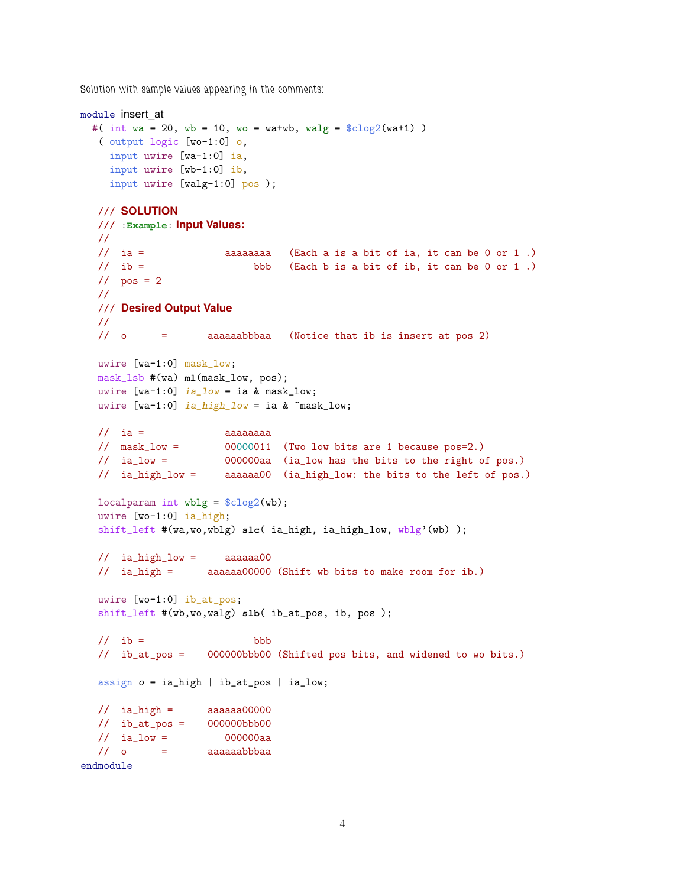Solution with sample values appearing in the comments:

```
module insert_at
  #( int wa = 20, wb = 10, wo = wa+wb, walg = $clog2(wa+1) )
   ( output logic [wo-1:0] o,
     input uwire [wa-1:0] ia,
     input uwire [wb-1:0] ib,
     input uwire [walg-1:0] pos );

   /// SOLUTION
   /// :Example: Input Values:
   //
   //  ia =              aaaaaaaa   (Each a is a bit of ia, it can be 0 or 1 .)
   //  ib =                   bbb   (Each b is a bit of ib, it can be 0 or 1 .)
   //  pos = 2
   //
   /// Desired Output Value
   //
   //  o      =       aaaaaabbbaa   (Notice that ib is insert at pos 2)

   uwire [wa-1:0] mask_low;
   mask_lsb #(wa) ml(mask_low, pos);
   uwire [wa-1:0] ia_low = ia & mask_low;
   uwire [wa-1:0] ia_high_low = ia & ~mask_low;

   //  ia =              aaaaaaaa
   //  mask_low =        00000011  (Two low bits are 1 because pos=2.)
   //  ia_low =          000000aa  (ia_low has the bits to the right of pos.)
   //  ia_high_low =     aaaaaa00  (ia_high_low: the bits to the left of pos.)

   localparam int wblg = $clog2(wb);
   uwire [wo-1:0] ia_high;
   shift_left #(wa,wo,wblg) slc( ia_high, ia_high_low, wblg'(wb) );

   //  ia_high_low =     aaaaaa00
   //  ia_high =      aaaaaa00000 (Shift wb bits to make room for ib.)

   uwire [wo-1:0] ib_at_pos;
   shift_left #(wb,wo,walg) slb( ib_at_pos, ib, pos );

   //  ib =                   bbb
   //  ib_at_pos =    000000bbb00 (Shifted pos bits, and widened to wo bits.)

   assign o = ia_high | ib_at_pos | ia_low;

   //  ia_high =      aaaaaa00000
   //  ib_at_pos =    000000bbb00
   //  ia_low =          000000aa
   //  o      =       aaaaaabbbaa
endmodule
```